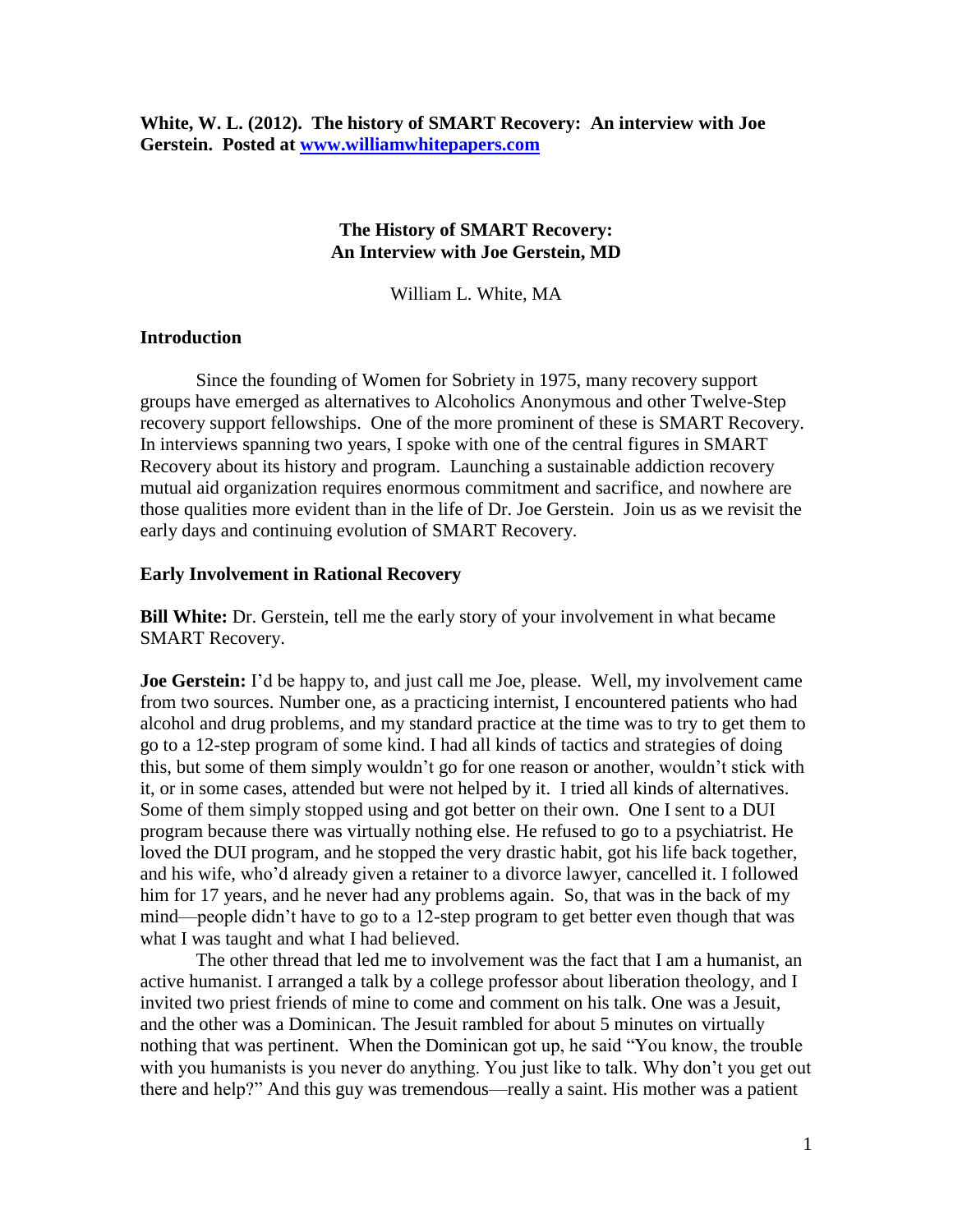**White, W. L. (2012). The history of SMART Recovery: An interview with Joe Gerstein. Posted at [www.williamwhitepapers.com](http://www.williamwhitepapers.com)**

# The History of SMART Recovery: An Interview with Joe Gerstein, MD

William L. White, MA

## Introduction

Since the founding of Women for Sobriety in 1975, many recovery support groups have emerged as alternatives to Alcoholics Anonymous and other Twelve-Step recovery support fellowships. One of the more prominent of these is SMART Recovery. In interviews spanning two years, I spoke with one of the central figures in SMART Recovery about its history and program. Launching a sustainable addiction recovery mutual aid organization requires enormous commitment and sacrifice, and nowhere are those qualities more evident than in the life of Dr. Joe Gerstein. Join us as we revisit the early days and continuing evolution of SMART Recovery.

## Early Involvement in Rational Recovery

**Bill White:** Dr. Gerstein, tell me the early story of your involvement in what became SMART Recovery.

**Joe Gerstein:** I'd be happy to, and just call me Joe, please. Well, my involvement came from two sources. Number one, as a practicing internist, I encountered patients who had alcohol and drug problems, and my standard practice at the time was to try to get them to go to a 12-step program of some kind. I had all kinds of tactics and strategies of doing this, but some of them simply wouldn't go for one reason or another, wouldn't stick with it, or in some cases, attended but were not helped by it. I tried all kinds of alternatives. Some of them simply stopped using and got better on their own. One I sent to a DUI program because there was virtually nothing else. He refused to go to a psychiatrist. He loved the DUI program, and he stopped the very drastic habit, got his life back together, and his wife, who'd already given a retainer to a divorce lawyer, cancelled it. I followed him for 17 years, and he never had any problems again. So, that was in the back of my mind—people didn't have to go to a 12-step program to get better even though that was what I was taught and what I had believed.

The other thread that led me to involvement was the fact that I am a humanist, an active humanist. I arranged a talk by a college professor about liberation theology, and I invited two priest friends of mine to come and comment on his talk. One was a Jesuit, and the other was a Dominican. The Jesuit rambled for about 5 minutes on virtually nothing that was pertinent. When the Dominican got up, he said "You know, the trouble with you humanists is you never do anything. You just like to talk. Why don't you get out there and help?" And this guy was tremendous—really a saint. His mother was a patient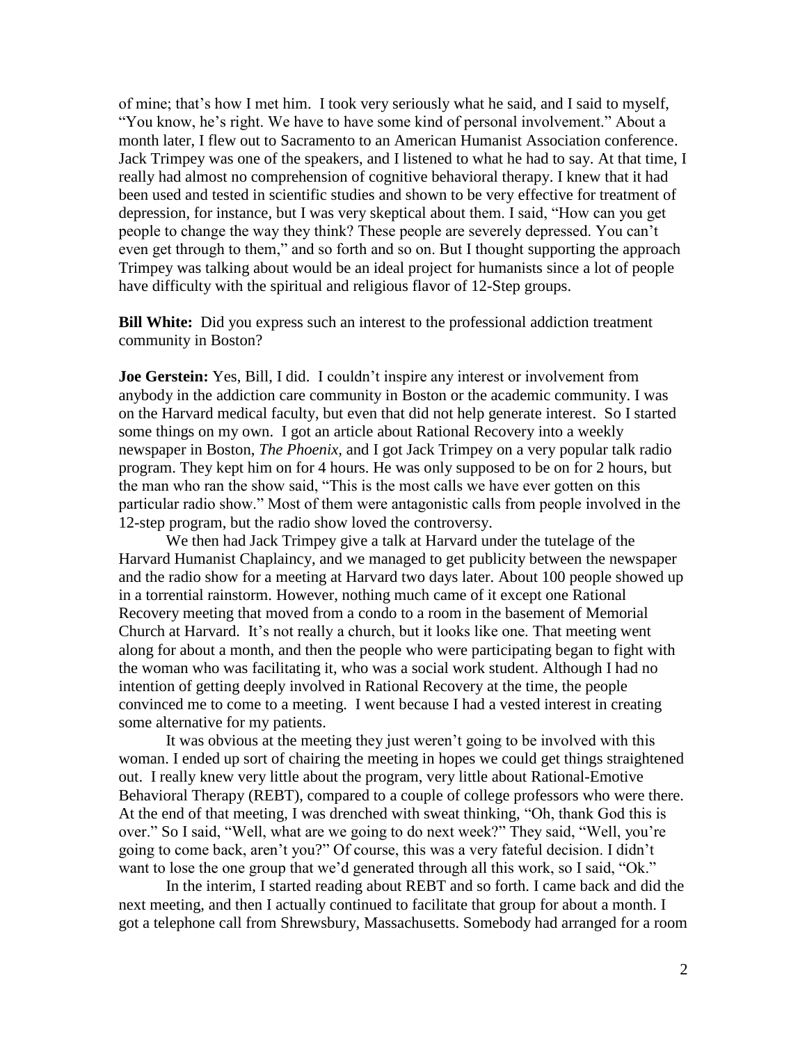of mine; that's how I met him. I took very seriously what he said, and I said to myself, "You know, he's right. We have to have some kind of personal involvement." About a month later, I flew out to Sacramento to an American Humanist Association conference. Jack Trimpey was one of the speakers, and I listened to what he had to say. At that time, I really had almost no comprehension of cognitive behavioral therapy. I knew that it had been used and tested in scientific studies and shown to be very effective for treatment of depression, for instance, but I was very skeptical about them. I said, "How can you get people to change the way they think? These people are severely depressed. You can't even get through to them," and so forth and so on. But I thought supporting the approach Trimpey was talking about would be an ideal project for humanists since a lot of people have difficulty with the spiritual and religious flavor of 12-Step groups.

**Bill White:** Did you express such an interest to the professional addiction treatment community in Boston?

**Joe Gerstein:** Yes, Bill, I did. I couldn't inspire any interest or involvement from anybody in the addiction care community in Boston or the academic community. I was on the Harvard medical faculty, but even that did not help generate interest. So I started some things on my own. I got an article about Rational Recovery into a weekly newspaper in Boston, *The Phoenix*, and I got Jack Trimpey on a very popular talk radio program. They kept him on for 4 hours. He was only supposed to be on for 2 hours, but the man who ran the show said, "This is the most calls we have ever gotten on this particular radio show." Most of them were antagonistic calls from people involved in the 12-step program, but the radio show loved the controversy.

We then had Jack Trimpey give a talk at Harvard under the tutelage of the Harvard Humanist Chaplaincy, and we managed to get publicity between the newspaper and the radio show for a meeting at Harvard two days later. About 100 people showed up in a torrential rainstorm. However, nothing much came of it except one Rational Recovery meeting that moved from a condo to a room in the basement of Memorial Church at Harvard. It's not really a church, but it looks like one. That meeting went along for about a month, and then the people who were participating began to fight with the woman who was facilitating it, who was a social work student. Although I had no intention of getting deeply involved in Rational Recovery at the time, the people convinced me to come to a meeting. I went because I had a vested interest in creating some alternative for my patients.

It was obvious at the meeting they just weren't going to be involved with this woman. I ended up sort of chairing the meeting in hopes we could get things straightened out. I really knew very little about the program, very little about Rational-Emotive Behavioral Therapy (REBT), compared to a couple of college professors who were there. At the end of that meeting, I was drenched with sweat thinking, "Oh, thank God this is over." So I said, "Well, what are we going to do next week?" They said, "Well, you're going to come back, aren't you?" Of course, this was a very fateful decision. I didn't want to lose the one group that we'd generated through all this work, so I said, "Ok."

In the interim, I started reading about REBT and so forth. I came back and did the next meeting, and then I actually continued to facilitate that group for about a month. I got a telephone call from Shrewsbury, Massachusetts. Somebody had arranged for a room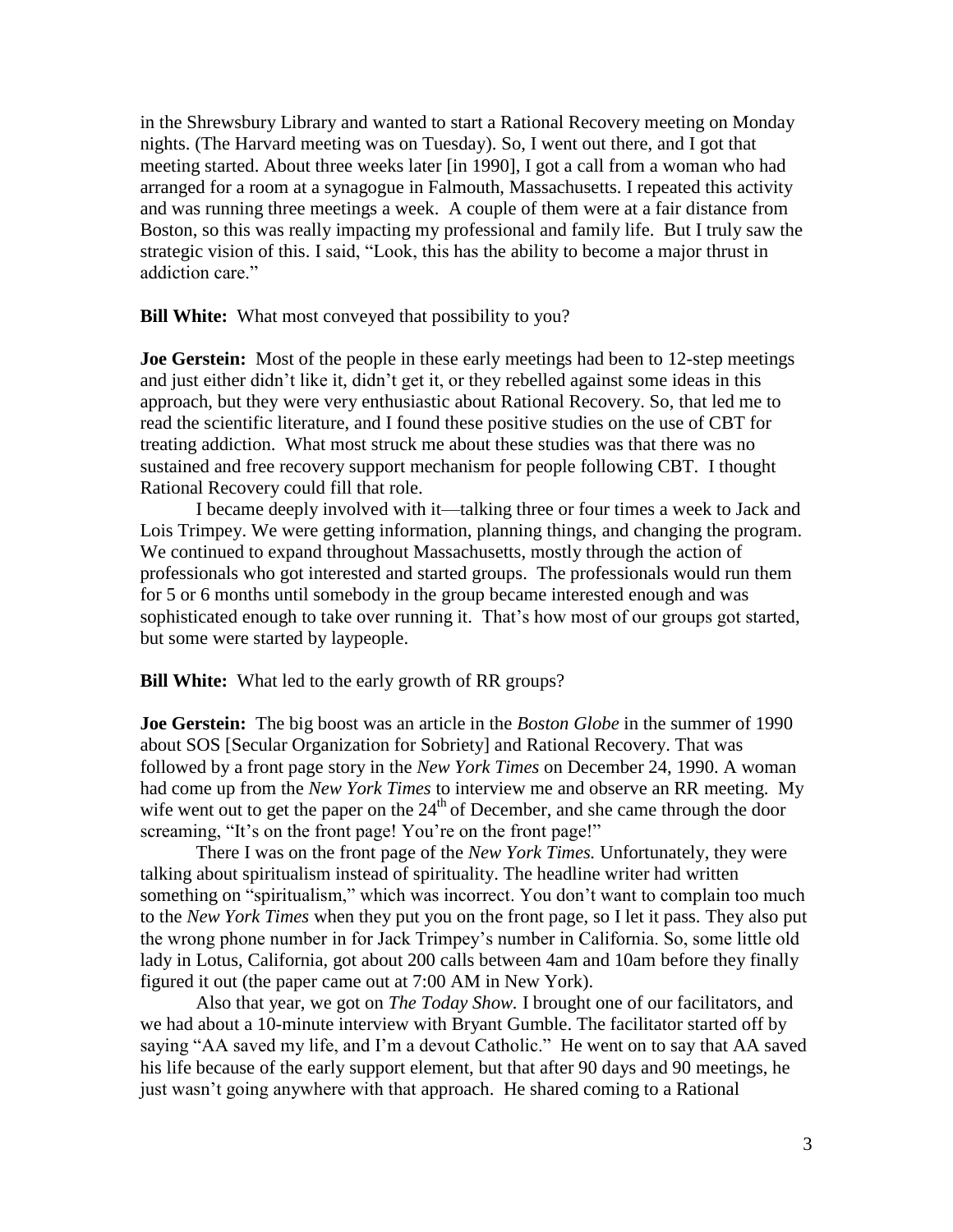in the Shrewsbury Library and wanted to start a Rational Recovery meeting on Monday nights. (The Harvard meeting was on Tuesday). So, I went out there, and I got that meeting started. About three weeks later [in 1990], I got a call from a woman who had arranged for a room at a synagogue in Falmouth, Massachusetts. I repeated this activity and was running three meetings a week. A couple of them were at a fair distance from Boston, so this was really impacting my professional and family life. But I truly saw the strategic vision of this. I said, "Look, this has the ability to become a major thrust in addiction care."

**Bill White:** What most conveyed that possibility to you?

**Joe Gerstein:** Most of the people in these early meetings had been to 12-step meetings and just either didn't like it, didn't get it, or they rebelled against some ideas in this approach, but they were very enthusiastic about Rational Recovery. So, that led me to read the scientific literature, and I found these positive studies on the use of CBT for treating addiction. What most struck me about these studies was that there was no sustained and free recovery support mechanism for people following CBT. I thought Rational Recovery could fill that role.

I became deeply involved with it—talking three or four times a week to Jack and Lois Trimpey. We were getting information, planning things, and changing the program. We continued to expand throughout Massachusetts, mostly through the action of professionals who got interested and started groups. The professionals would run them for 5 or 6 months until somebody in the group became interested enough and was sophisticated enough to take over running it. That's how most of our groups got started, but some were started by laypeople.

**Bill White:** What led to the early growth of RR groups?

**Joe Gerstein:** The big boost was an article in the *Boston Globe* in the summer of 1990 about SOS [Secular Organization for Sobriety] and Rational Recovery. That was followed by a front page story in the *New York Times* on December 24, 1990. A woman had come up from the *New York Times* to interview me and observe an RR meeting. My wife went out to get the paper on the 24th of December, and she came through the door screaming, "It's on the front page! You're on the front page!"

There I was on the front page of the *New York Times.* Unfortunately, they were talking about spiritualism instead of spirituality. The headline writer had written something on "spiritualism," which was incorrect. You don't want to complain too much to the *New York Times* when they put you on the front page, so I let it pass. They also put the wrong phone number in for Jack Trimpey's number in California. So, some little old lady in Lotus, California, got about 200 calls between 4am and 10am before they finally figured it out (the paper came out at 7:00 AM in New York).

Also that year, we got on *The Today Show.* I brought one of our facilitators, and we had about a 10-minute interview with Bryant Gumble. The facilitator started off by saying "AA saved my life, and I'm a devout Catholic." He went on to say that AA saved his life because of the early support element, but that after 90 days and 90 meetings, he just wasn't going anywhere with that approach. He shared coming to a Rational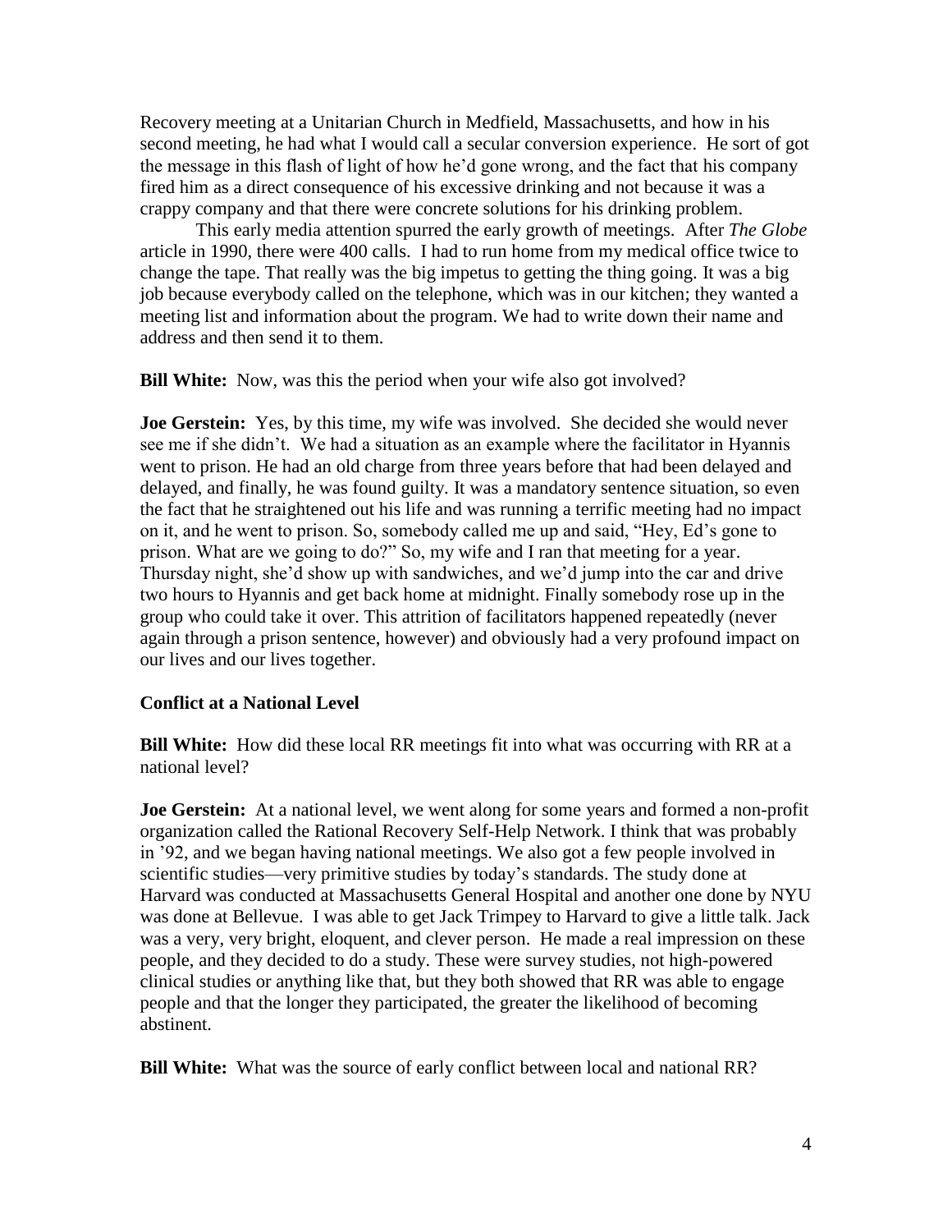Recovery meeting at a Unitarian Church in Medfield, Massachusetts, and how in his second meeting, he had what I would call a secular conversion experience. He sort of got the message in this flash of light of how he'd gone wrong, and the fact that his company fired him as a direct consequence of his excessive drinking and not because it was a crappy company and that there were concrete solutions for his drinking problem.

This early media attention spurred the early growth of meetings. After *The Globe* article in 1990, there were 400 calls. I had to run home from my medical office twice to change the tape. That really was the big impetus to getting the thing going. It was a big job because everybody called on the telephone, which was in our kitchen; they wanted a meeting list and information about the program. We had to write down their name and address and then send it to them.

**Bill White:** Now, was this the period when your wife also got involved?

**Joe Gerstein:** Yes, by this time, my wife was involved. She decided she would never see me if she didn't. We had a situation as an example where the facilitator in Hyannis went to prison. He had an old charge from three years before that had been delayed and delayed, and finally, he was found guilty. It was a mandatory sentence situation, so even the fact that he straightened out his life and was running a terrific meeting had no impact on it, and he went to prison. So, somebody called me up and said, "Hey, Ed's gone to prison. What are we going to do?" So, my wife and I ran that meeting for a year. Thursday night, she'd show up with sandwiches, and we'd jump into the car and drive two hours to Hyannis and get back home at midnight. Finally somebody rose up in the group who could take it over. This attrition of facilitators happened repeatedly (never again through a prison sentence, however) and obviously had a very profound impact on our lives and our lives together.

**Conflict at a National Level**

**Bill White:** How did these local RR meetings fit into what was occurring with RR at a national level?

**Joe Gerstein:** At a national level, we went along for some years and formed a non-profit organization called the Rational Recovery Self-Help Network. I think that was probably in '92, and we began having national meetings. We also got a few people involved in scientific studies—very primitive studies by today's standards. The study done at Harvard was conducted at Massachusetts General Hospital and another one done by NYU was done at Bellevue. I was able to get Jack Trimpey to Harvard to give a little talk. Jack was a very, very bright, eloquent, and clever person. He made a real impression on these people, and they decided to do a study. These were survey studies, not high-powered clinical studies or anything like that, but they both showed that RR was able to engage people and that the longer they participated, the greater the likelihood of becoming abstinent.

**Bill White:** What was the source of early conflict between local and national RR?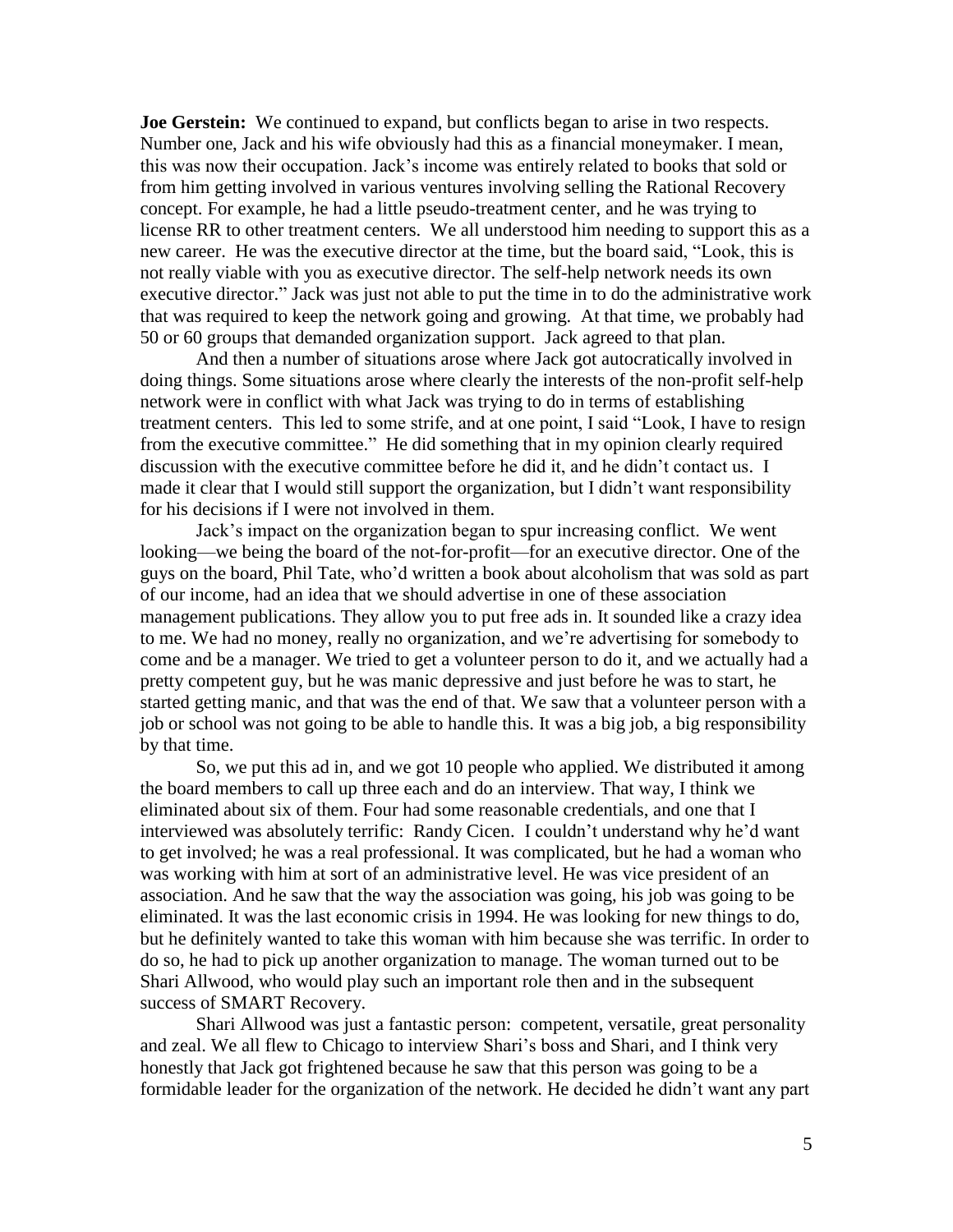**Joe Gerstein:** We continued to expand, but conflicts began to arise in two respects. Number one, Jack and his wife obviously had this as a financial moneymaker. I mean, this was now their occupation. Jack's income was entirely related to books that sold or from him getting involved in various ventures involving selling the Rational Recovery concept. For example, he had a little pseudo-treatment center, and he was trying to license RR to other treatment centers. We all understood him needing to support this as a new career. He was the executive director at the time, but the board said, "Look, this is not really viable with you as executive director. The self-help network needs its own executive director." Jack was just not able to put the time in to do the administrative work that was required to keep the network going and growing. At that time, we probably had 50 or 60 groups that demanded organization support. Jack agreed to that plan.

And then a number of situations arose where Jack got autocratically involved in doing things. Some situations arose where clearly the interests of the non-profit self-help network were in conflict with what Jack was trying to do in terms of establishing treatment centers. This led to some strife, and at one point, I said "Look, I have to resign from the executive committee." He did something that in my opinion clearly required discussion with the executive committee before he did it, and he didn't contact us. I made it clear that I would still support the organization, but I didn't want responsibility for his decisions if I were not involved in them.

Jack's impact on the organization began to spur increasing conflict. We went looking—we being the board of the not-for-profit—for an executive director. One of the guys on the board, Phil Tate, who'd written a book about alcoholism that was sold as part of our income, had an idea that we should advertise in one of these association management publications. They allow you to put free ads in. It sounded like a crazy idea to me. We had no money, really no organization, and we're advertising for somebody to come and be a manager. We tried to get a volunteer person to do it, and we actually had a pretty competent guy, but he was manic depressive and just before he was to start, he started getting manic, and that was the end of that. We saw that a volunteer person with a job or school was not going to be able to handle this. It was a big job, a big responsibility by that time.

So, we put this ad in, and we got 10 people who applied. We distributed it among the board members to call up three each and do an interview. That way, I think we eliminated about six of them. Four had some reasonable credentials, and one that I interviewed was absolutely terrific: Randy Cicen. I couldn't understand why he'd want to get involved; he was a real professional. It was complicated, but he had a woman who was working with him at sort of an administrative level. He was vice president of an association. And he saw that the way the association was going, his job was going to be eliminated. It was the last economic crisis in 1994. He was looking for new things to do, but he definitely wanted to take this woman with him because she was terrific. In order to do so, he had to pick up another organization to manage. The woman turned out to be Shari Allwood, who would play such an important role then and in the subsequent success of SMART Recovery.

Shari Allwood was just a fantastic person: competent, versatile, great personality and zeal. We all flew to Chicago to interview Shari's boss and Shari, and I think very honestly that Jack got frightened because he saw that this person was going to be a formidable leader for the organization of the network. He decided he didn't want any part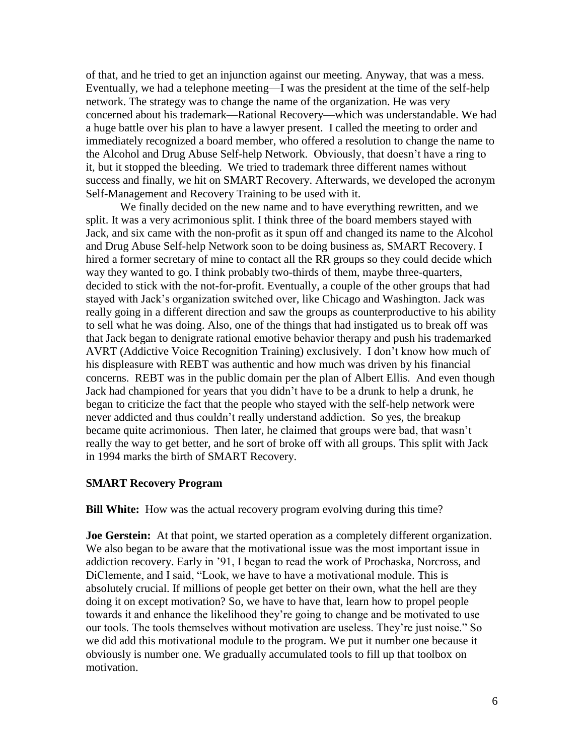of that, and he tried to get an injunction against our meeting. Anyway, that was a mess. Eventually, we had a telephone meeting—I was the president at the time of the self-help network. The strategy was to change the name of the organization. He was very concerned about his trademark—Rational Recovery—which was understandable. We had a huge battle over his plan to have a lawyer present. I called the meeting to order and immediately recognized a board member, who offered a resolution to change the name to the Alcohol and Drug Abuse Self-help Network. Obviously, that doesn't have a ring to it, but it stopped the bleeding. We tried to trademark three different names without success and finally, we hit on SMART Recovery. Afterwards, we developed the acronym Self-Management and Recovery Training to be used with it.

We finally decided on the new name and to have everything rewritten, and we split. It was a very acrimonious split. I think three of the board members stayed with Jack, and six came with the non-profit as it spun off and changed its name to the Alcohol and Drug Abuse Self-help Network soon to be doing business as, SMART Recovery. I hired a former secretary of mine to contact all the RR groups so they could decide which way they wanted to go. I think probably two-thirds of them, maybe three-quarters, decided to stick with the not-for-profit. Eventually, a couple of the other groups that had stayed with Jack's organization switched over, like Chicago and Washington. Jack was really going in a different direction and saw the groups as counterproductive to his ability to sell what he was doing. Also, one of the things that had instigated us to break off was that Jack began to denigrate rational emotive behavior therapy and push his trademarked AVRT (Addictive Voice Recognition Training) exclusively. I don't know how much of his displeasure with REBT was authentic and how much was driven by his financial concerns. REBT was in the public domain per the plan of Albert Ellis. And even though Jack had championed for years that you didn't have to be a drunk to help a drunk, he began to criticize the fact that the people who stayed with the self-help network were never addicted and thus couldn't really understand addiction. So yes, the breakup became quite acrimonious. Then later, he claimed that groups were bad, that wasn't really the way to get better, and he sort of broke off with all groups. This split with Jack in 1994 marks the birth of SMART Recovery.

## SMART Recovery Program

**Bill White:** How was the actual recovery program evolving during this time?

**Joe Gerstein:** At that point, we started operation as a completely different organization. We also began to be aware that the motivational issue was the most important issue in addiction recovery. Early in '91, I began to read the work of Prochaska, Norcross, and DiClemente, and I said, "Look, we have to have a motivational module. This is absolutely crucial. If millions of people get better on their own, what the hell are they doing it on except motivation? So, we have to have that, learn how to propel people towards it and enhance the likelihood they're going to change and be motivated to use our tools. The tools themselves without motivation are useless. They're just noise." So we did add this motivational module to the program. We put it number one because it obviously is number one. We gradually accumulated tools to fill up that toolbox on motivation.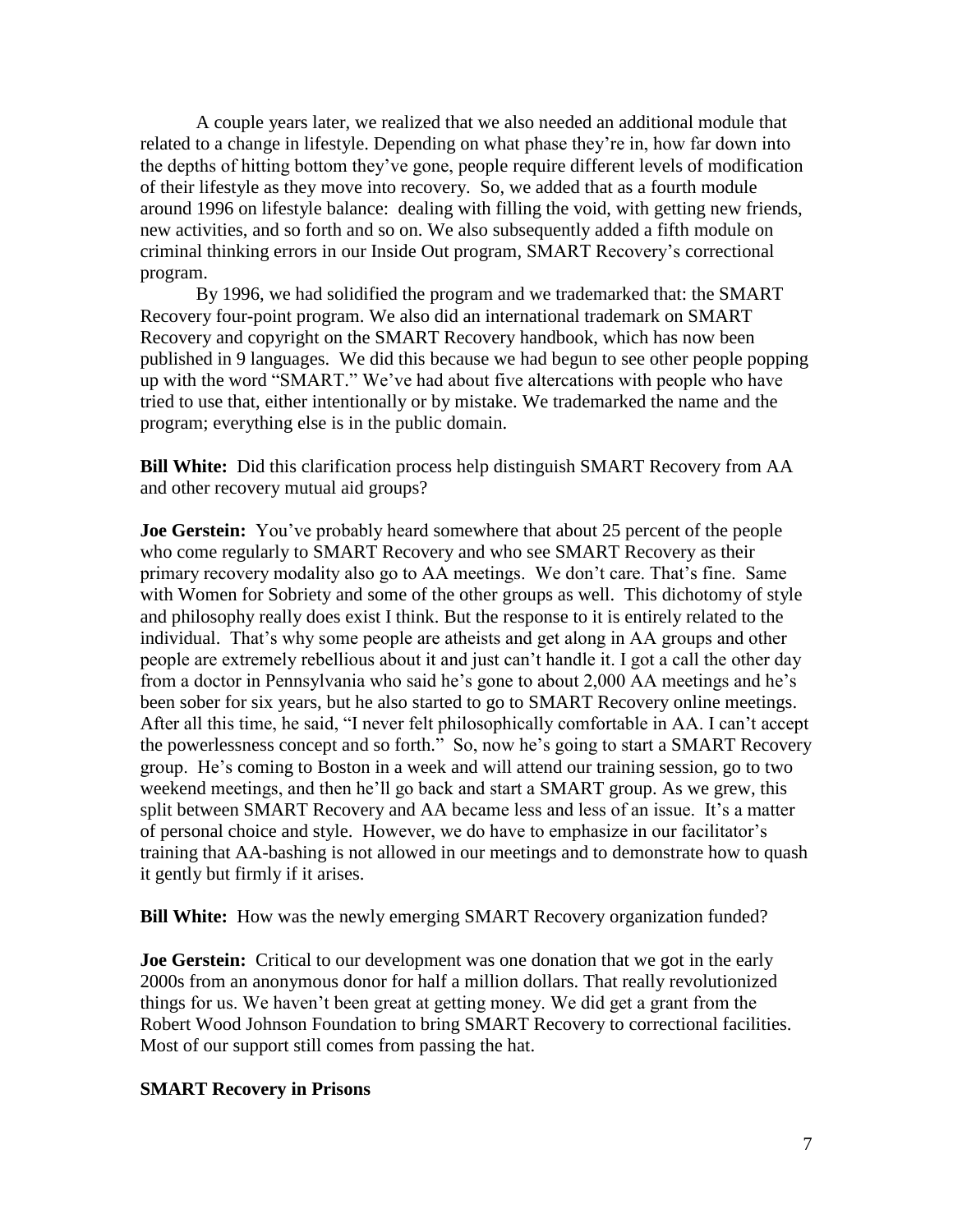A couple years later, we realized that we also needed an additional module that related to a change in lifestyle. Depending on what phase they're in, how far down into the depths of hitting bottom they've gone, people require different levels of modification of their lifestyle as they move into recovery. So, we added that as a fourth module around 1996 on lifestyle balance: dealing with filling the void, with getting new friends, new activities, and so forth and so on. We also subsequently added a fifth module on criminal thinking errors in our Inside Out program, SMART Recovery's correctional program.

By 1996, we had solidified the program and we trademarked that: the SMART Recovery four-point program. We also did an international trademark on SMART Recovery and copyright on the SMART Recovery handbook, which has now been published in 9 languages. We did this because we had begun to see other people popping up with the word "SMART." We've had about five altercations with people who have tried to use that, either intentionally or by mistake. We trademarked the name and the program; everything else is in the public domain.

**Bill White:** Did this clarification process help distinguish SMART Recovery from AA and other recovery mutual aid groups?

**Joe Gerstein:** You've probably heard somewhere that about 25 percent of the people who come regularly to SMART Recovery and who see SMART Recovery as their primary recovery modality also go to AA meetings. We don't care. That's fine. Same with Women for Sobriety and some of the other groups as well. This dichotomy of style and philosophy really does exist I think. But the response to it is entirely related to the individual. That's why some people are atheists and get along in AA groups and other people are extremely rebellious about it and just can't handle it. I got a call the other day from a doctor in Pennsylvania who said he's gone to about 2,000 AA meetings and he's been sober for six years, but he also started to go to SMART Recovery online meetings. After all this time, he said, "I never felt philosophically comfortable in AA. I can't accept the powerlessness concept and so forth." So, now he's going to start a SMART Recovery group. He's coming to Boston in a week and will attend our training session, go to two weekend meetings, and then he'll go back and start a SMART group. As we grew, this split between SMART Recovery and AA became less and less of an issue. It's a matter of personal choice and style. However, we do have to emphasize in our facilitator's training that AA-bashing is not allowed in our meetings and to demonstrate how to quash it gently but firmly if it arises.

**Bill White:** How was the newly emerging SMART Recovery organization funded?

**Joe Gerstein:** Critical to our development was one donation that we got in the early 2000s from an anonymous donor for half a million dollars. That really revolutionized things for us. We haven't been great at getting money. We did get a grant from the Robert Wood Johnson Foundation to bring SMART Recovery to correctional facilities. Most of our support still comes from passing the hat.

## SMART Recovery in Prisons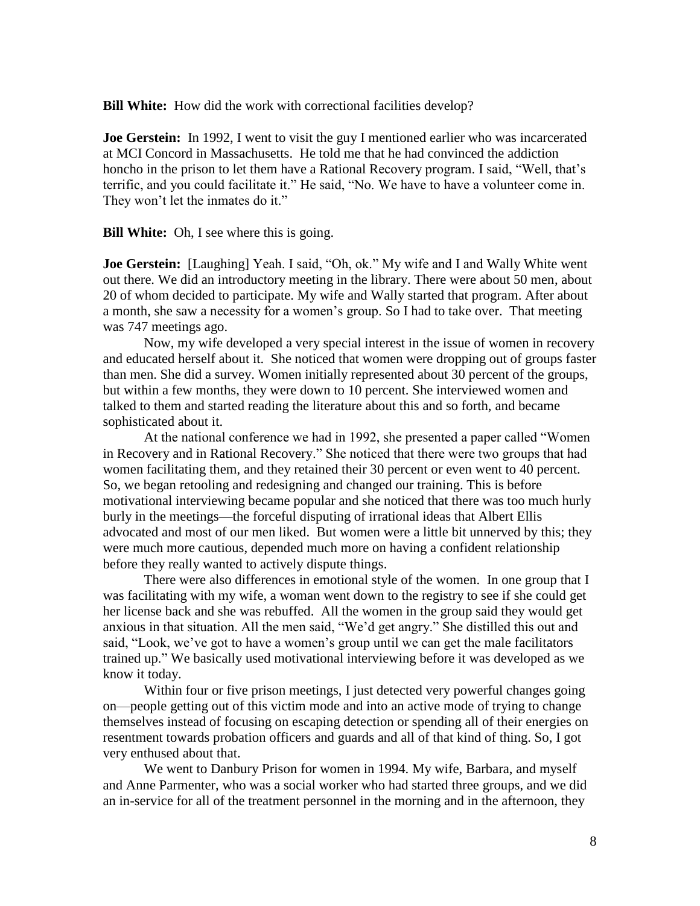**Bill White:** How did the work with correctional facilities develop?

**Joe Gerstein:** In 1992, I went to visit the guy I mentioned earlier who was incarcerated at MCI Concord in Massachusetts. He told me that he had convinced the addiction honcho in the prison to let them have a Rational Recovery program. I said, "Well, that's terrific, and you could facilitate it." He said, "No. We have to have a volunteer come in. They won't let the inmates do it."

**Bill White:** Oh, I see where this is going.

**Joe Gerstein:** [Laughing] Yeah. I said, "Oh, ok." My wife and I and Wally White went out there. We did an introductory meeting in the library. There were about 50 men, about 20 of whom decided to participate. My wife and Wally started that program. After about a month, she saw a necessity for a women's group. So I had to take over. That meeting was 747 meetings ago.

Now, my wife developed a very special interest in the issue of women in recovery and educated herself about it. She noticed that women were dropping out of groups faster than men. She did a survey. Women initially represented about 30 percent of the groups, but within a few months, they were down to 10 percent. She interviewed women and talked to them and started reading the literature about this and so forth, and became sophisticated about it.

At the national conference we had in 1992, she presented a paper called "Women in Recovery and in Rational Recovery." She noticed that there were two groups that had women facilitating them, and they retained their 30 percent or even went to 40 percent. So, we began retooling and redesigning and changed our training. This is before motivational interviewing became popular and she noticed that there was too much hurly burly in the meetings—the forceful disputing of irrational ideas that Albert Ellis advocated and most of our men liked. But women were a little bit unnerved by this; they were much more cautious, depended much more on having a confident relationship before they really wanted to actively dispute things.

There were also differences in emotional style of the women. In one group that I was facilitating with my wife, a woman went down to the registry to see if she could get her license back and she was rebuffed. All the women in the group said they would get anxious in that situation. All the men said, "We'd get angry." She distilled this out and said, "Look, we've got to have a women's group until we can get the male facilitators trained up." We basically used motivational interviewing before it was developed as we know it today.

Within four or five prison meetings, I just detected very powerful changes going on—people getting out of this victim mode and into an active mode of trying to change themselves instead of focusing on escaping detection or spending all of their energies on resentment towards probation officers and guards and all of that kind of thing. So, I got very enthused about that.

We went to Danbury Prison for women in 1994. My wife, Barbara, and myself and Anne Parmenter, who was a social worker who had started three groups, and we did an in-service for all of the treatment personnel in the morning and in the afternoon, they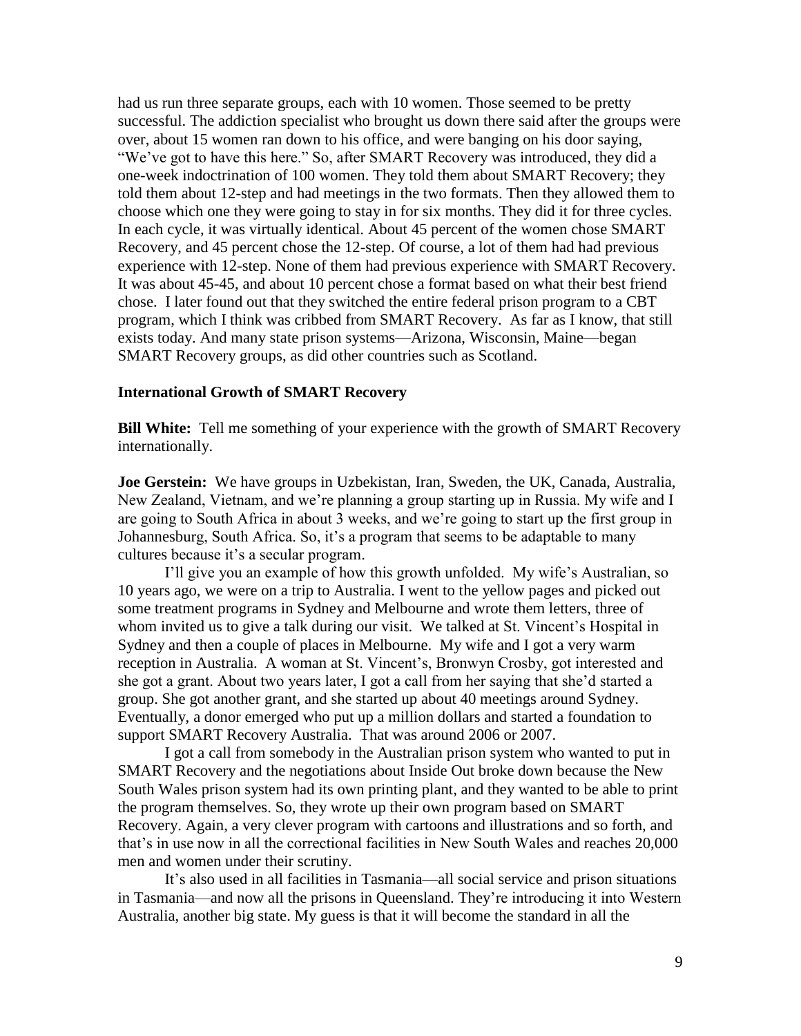had us run three separate groups, each with 10 women. Those seemed to be pretty successful. The addiction specialist who brought us down there said after the groups were over, about 15 women ran down to his office, and were banging on his door saying, "We've got to have this here." So, after SMART Recovery was introduced, they did a one-week indoctrination of 100 women. They told them about SMART Recovery; they told them about 12-step and had meetings in the two formats. Then they allowed them to choose which one they were going to stay in for six months. They did it for three cycles. In each cycle, it was virtually identical. About 45 percent of the women chose SMART Recovery, and 45 percent chose the 12-step. Of course, a lot of them had had previous experience with 12-step. None of them had previous experience with SMART Recovery. It was about 45-45, and about 10 percent chose a format based on what their best friend chose. I later found out that they switched the entire federal prison program to a CBT program, which I think was cribbed from SMART Recovery. As far as I know, that still exists today. And many state prison systems—Arizona, Wisconsin, Maine—began SMART Recovery groups, as did other countries such as Scotland.

### International Growth of SMART Recovery

**Bill White:** Tell me something of your experience with the growth of SMART Recovery internationally.

**Joe Gerstein:** We have groups in Uzbekistan, Iran, Sweden, the UK, Canada, Australia, New Zealand, Vietnam, and we're planning a group starting up in Russia. My wife and I are going to South Africa in about 3 weeks, and we're going to start up the first group in Johannesburg, South Africa. So, it's a program that seems to be adaptable to many cultures because it's a secular program.

I'll give you an example of how this growth unfolded. My wife's Australian, so 10 years ago, we were on a trip to Australia. I went to the yellow pages and picked out some treatment programs in Sydney and Melbourne and wrote them letters, three of whom invited us to give a talk during our visit. We talked at St. Vincent's Hospital in Sydney and then a couple of places in Melbourne. My wife and I got a very warm reception in Australia. A woman at St. Vincent's, Bronwyn Crosby, got interested and she got a grant. About two years later, I got a call from her saying that she'd started a group. She got another grant, and she started up about 40 meetings around Sydney. Eventually, a donor emerged who put up a million dollars and started a foundation to support SMART Recovery Australia. That was around 2006 or 2007.

I got a call from somebody in the Australian prison system who wanted to put in SMART Recovery and the negotiations about Inside Out broke down because the New South Wales prison system had its own printing plant, and they wanted to be able to print the program themselves. So, they wrote up their own program based on SMART Recovery. Again, a very clever program with cartoons and illustrations and so forth, and that's in use now in all the correctional facilities in New South Wales and reaches 20,000 men and women under their scrutiny.

It's also used in all facilities in Tasmania—all social service and prison situations in Tasmania—and now all the prisons in Queensland. They're introducing it into Western Australia, another big state. My guess is that it will become the standard in all the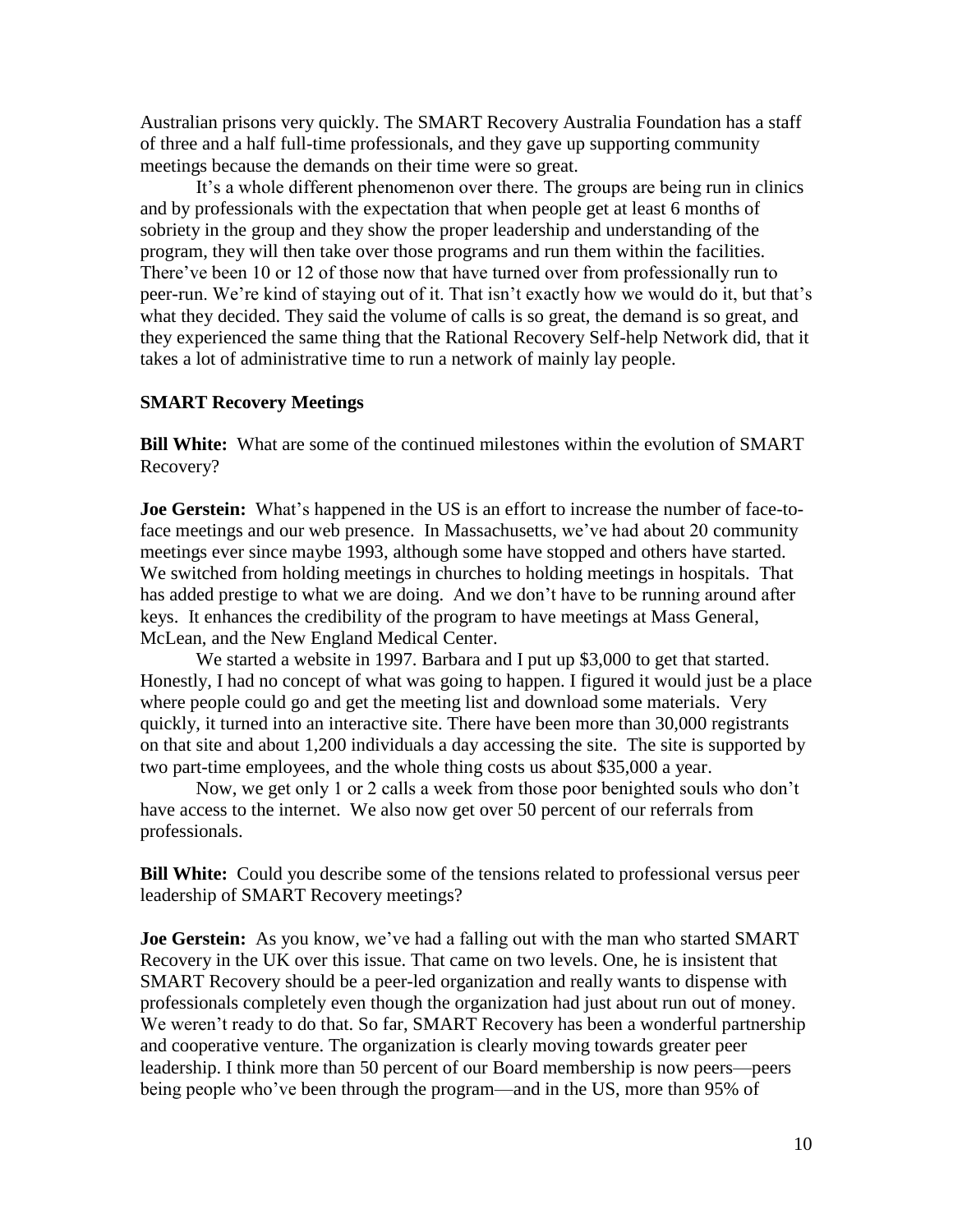Australian prisons very quickly. The SMART Recovery Australia Foundation has a staff of three and a half full-time professionals, and they gave up supporting community meetings because the demands on their time were so great.

It's a whole different phenomenon over there. The groups are being run in clinics and by professionals with the expectation that when people get at least 6 months of sobriety in the group and they show the proper leadership and understanding of the program, they will then take over those programs and run them within the facilities. There've been 10 or 12 of those now that have turned over from professionally run to peer-run. We're kind of staying out of it. That isn't exactly how we would do it, but that's what they decided. They said the volume of calls is so great, the demand is so great, and they experienced the same thing that the Rational Recovery Self-help Network did, that it takes a lot of administrative time to run a network of mainly lay people.

**SMART Recovery Meetings**

**Bill White:** What are some of the continued milestones within the evolution of SMART Recovery?

**Joe Gerstein:** What's happened in the US is an effort to increase the number of face-to-face meetings and our web presence. In Massachusetts, we've had about 20 community meetings ever since maybe 1993, although some have stopped and others have started. We switched from holding meetings in churches to holding meetings in hospitals. That has added prestige to what we are doing. And we don't have to be running around after keys. It enhances the credibility of the program to have meetings at Mass General, McLean, and the New England Medical Center.

We started a website in 1997. Barbara and I put up $3,000 to get that started. Honestly, I had no concept of what was going to happen. I figured it would just be a place where people could go and get the meeting list and download some materials. Very quickly, it turned into an interactive site. There have been more than 30,000 registrants on that site and about 1,200 individuals a day accessing the site. The site is supported by two part-time employees, and the whole thing costs us about $35,000 a year.

Now, we get only 1 or 2 calls a week from those poor benighted souls who don't have access to the internet. We also now get over 50 percent of our referrals from professionals.

**Bill White:** Could you describe some of the tensions related to professional versus peer leadership of SMART Recovery meetings?

**Joe Gerstein:** As you know, we've had a falling out with the man who started SMART Recovery in the UK over this issue. That came on two levels. One, he is insistent that SMART Recovery should be a peer-led organization and really wants to dispense with professionals completely even though the organization had just about run out of money. We weren't ready to do that. So far, SMART Recovery has been a wonderful partnership and cooperative venture. The organization is clearly moving towards greater peer leadership. I think more than 50 percent of our Board membership is now peers—peers being people who've been through the program—and in the US, more than 95% of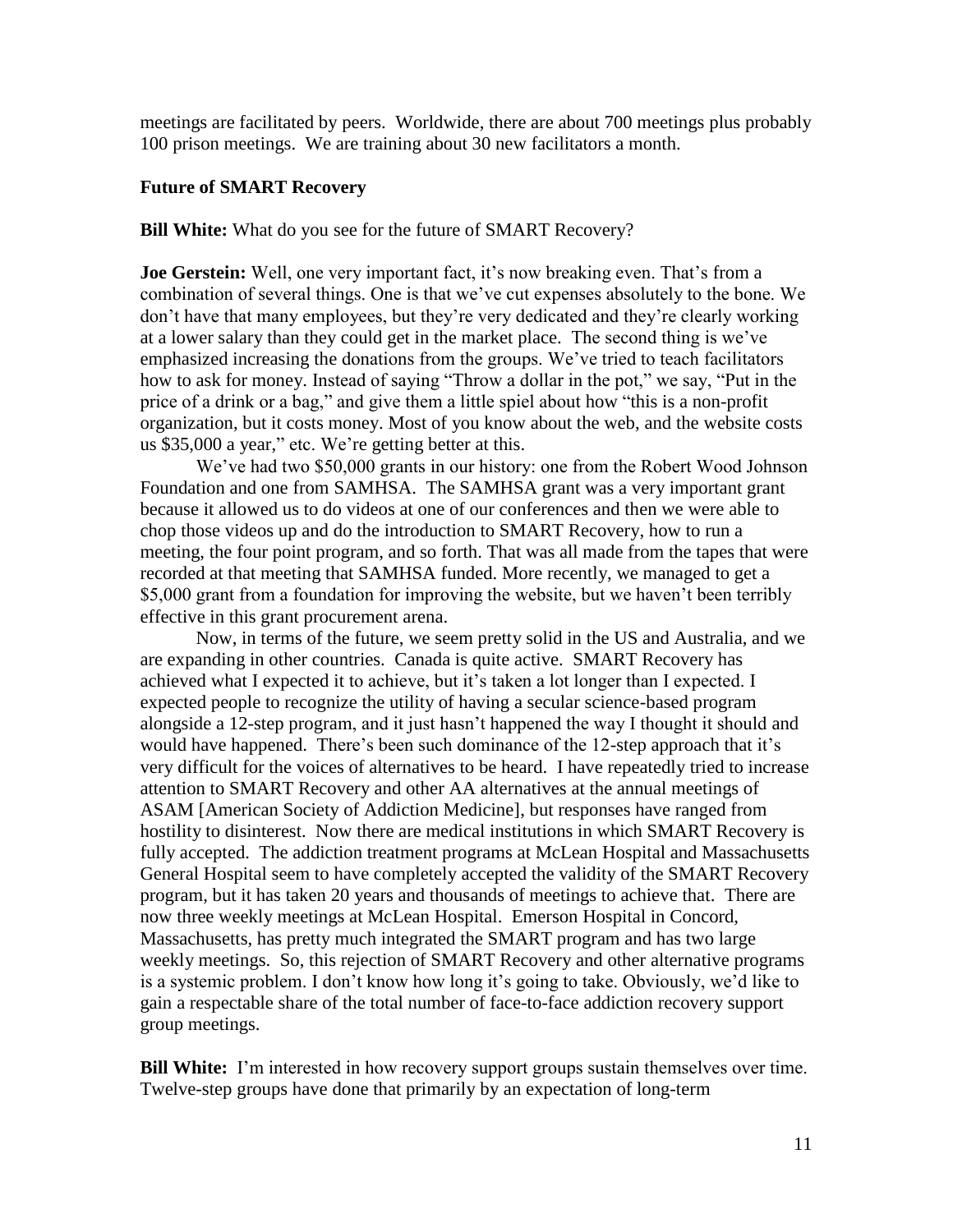meetings are facilitated by peers. Worldwide, there are about 700 meetings plus probably 100 prison meetings. We are training about 30 new facilitators a month.

### Future of SMART Recovery

**Bill White:** What do you see for the future of SMART Recovery?

**Joe Gerstein:** Well, one very important fact, it's now breaking even. That's from a combination of several things. One is that we've cut expenses absolutely to the bone. We don't have that many employees, but they're very dedicated and they're clearly working at a lower salary than they could get in the market place. The second thing is we've emphasized increasing the donations from the groups. We've tried to teach facilitators how to ask for money. Instead of saying "Throw a dollar in the pot," we say, "Put in the price of a drink or a bag," and give them a little spiel about how "this is a non-profit organization, but it costs money. Most of you know about the web, and the website costs us $35,000 a year," etc. We're getting better at this.

We've had two $50,000 grants in our history: one from the Robert Wood Johnson Foundation and one from SAMHSA. The SAMHSA grant was a very important grant because it allowed us to do videos at one of our conferences and then we were able to chop those videos up and do the introduction to SMART Recovery, how to run a meeting, the four point program, and so forth. That was all made from the tapes that were recorded at that meeting that SAMHSA funded. More recently, we managed to get a $5,000 grant from a foundation for improving the website, but we haven't been terribly effective in this grant procurement arena.

Now, in terms of the future, we seem pretty solid in the US and Australia, and we are expanding in other countries. Canada is quite active. SMART Recovery has achieved what I expected it to achieve, but it's taken a lot longer than I expected. I expected people to recognize the utility of having a secular science-based program alongside a 12-step program, and it just hasn't happened the way I thought it should and would have happened. There's been such dominance of the 12-step approach that it's very difficult for the voices of alternatives to be heard. I have repeatedly tried to increase attention to SMART Recovery and other AA alternatives at the annual meetings of ASAM [American Society of Addiction Medicine], but responses have ranged from hostility to disinterest. Now there are medical institutions in which SMART Recovery is fully accepted. The addiction treatment programs at McLean Hospital and Massachusetts General Hospital seem to have completely accepted the validity of the SMART Recovery program, but it has taken 20 years and thousands of meetings to achieve that. There are now three weekly meetings at McLean Hospital. Emerson Hospital in Concord, Massachusetts, has pretty much integrated the SMART program and has two large weekly meetings. So, this rejection of SMART Recovery and other alternative programs is a systemic problem. I don't know how long it's going to take. Obviously, we'd like to gain a respectable share of the total number of face-to-face addiction recovery support group meetings.

**Bill White:** I'm interested in how recovery support groups sustain themselves over time. Twelve-step groups have done that primarily by an expectation of long-term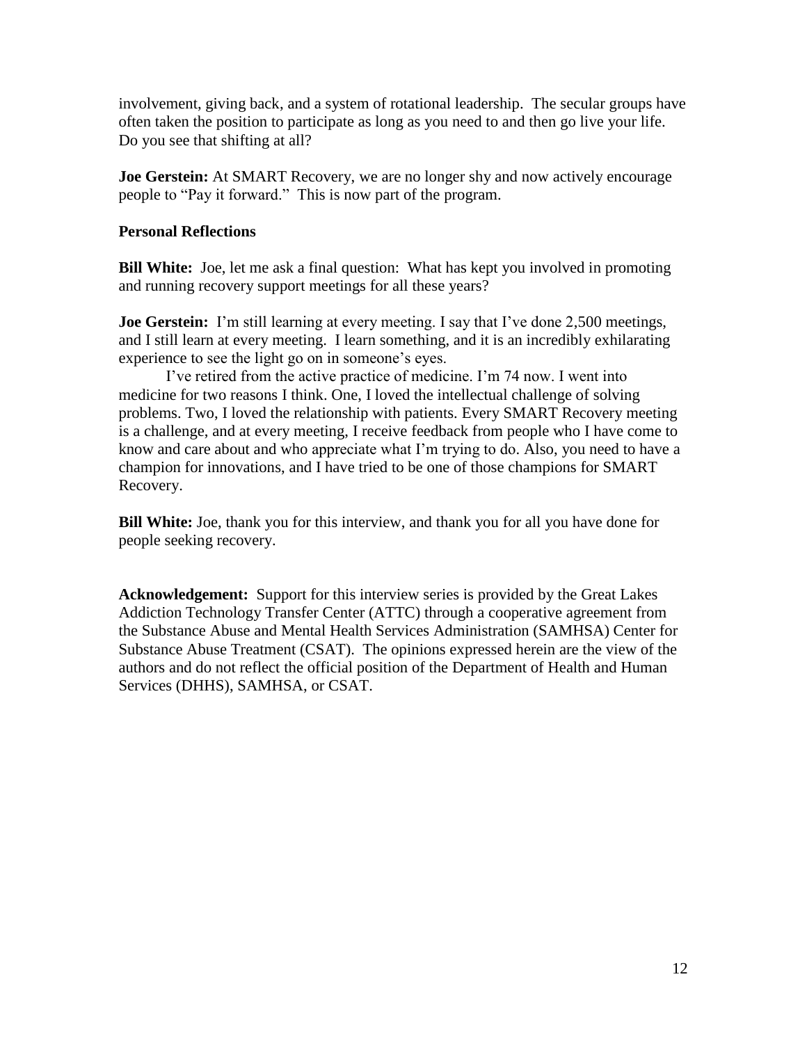involvement, giving back, and a system of rotational leadership. The secular groups have often taken the position to participate as long as you need to and then go live your life. Do you see that shifting at all?

**Joe Gerstein:** At SMART Recovery, we are no longer shy and now actively encourage people to "Pay it forward." This is now part of the program.

### Personal Reflections

**Bill White:** Joe, let me ask a final question: What has kept you involved in promoting and running recovery support meetings for all these years?

**Joe Gerstein:** I'm still learning at every meeting. I say that I've done 2,500 meetings, and I still learn at every meeting. I learn something, and it is an incredibly exhilarating experience to see the light go on in someone's eyes.

I've retired from the active practice of medicine. I'm 74 now. I went into medicine for two reasons I think. One, I loved the intellectual challenge of solving problems. Two, I loved the relationship with patients. Every SMART Recovery meeting is a challenge, and at every meeting, I receive feedback from people who I have come to know and care about and who appreciate what I'm trying to do. Also, you need to have a champion for innovations, and I have tried to be one of those champions for SMART Recovery.

**Bill White:** Joe, thank you for this interview, and thank you for all you have done for people seeking recovery.

**Acknowledgement:** Support for this interview series is provided by the Great Lakes Addiction Technology Transfer Center (ATTC) through a cooperative agreement from the Substance Abuse and Mental Health Services Administration (SAMHSA) Center for Substance Abuse Treatment (CSAT). The opinions expressed herein are the view of the authors and do not reflect the official position of the Department of Health and Human Services (DHHS), SAMHSA, or CSAT.